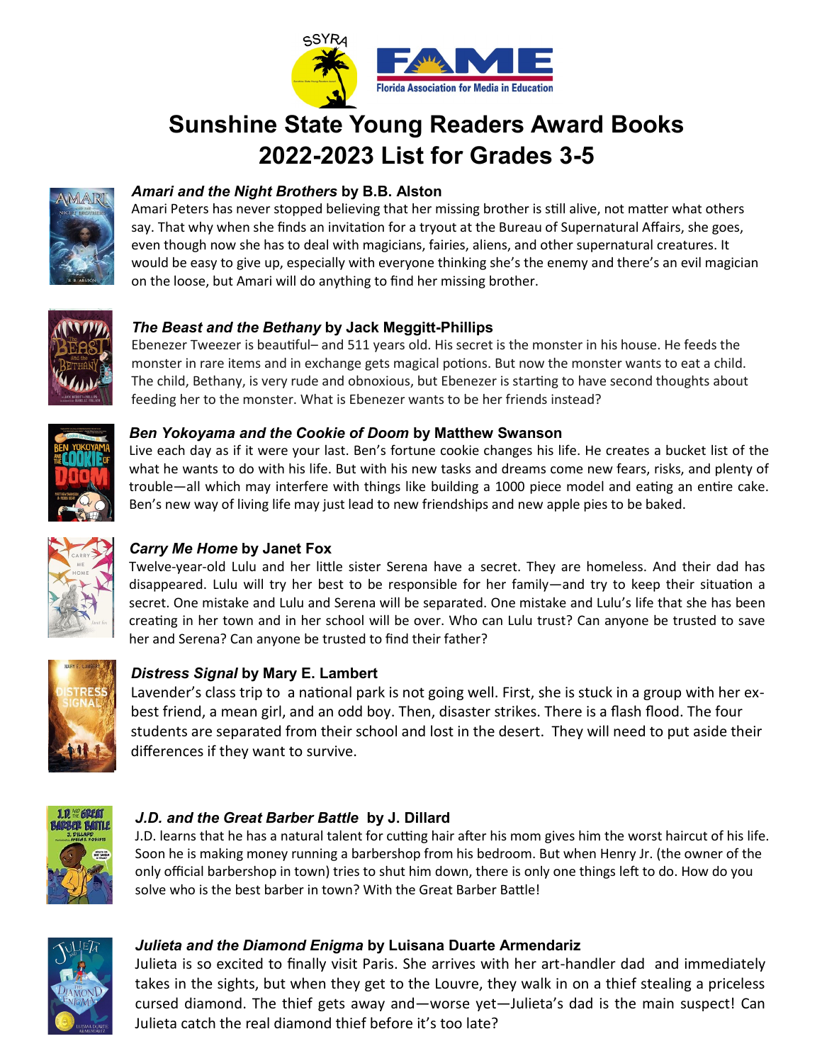# Sunshine State Young Readers Award Books
# 2022-2023 List for Grades 3-5

### *Amari and the Night Brothers* by B.B. Alston

Amari Peters has never stopped believing that her missing brother is still alive, not matter what others say. That why when she finds an invitation for a tryout at the Bureau of Supernatural Affairs, she goes, even though now she has to deal with magicians, fairies, aliens, and other supernatural creatures. It would be easy to give up, especially with everyone thinking she's the enemy and there's an evil magician on the loose, but Amari will do anything to find her missing brother.

### *The Beast and the Bethany* by Jack Meggitt-Phillips

Ebenezer Tweezer is beautiful– and 511 years old. His secret is the monster in his house. He feeds the monster in rare items and in exchange gets magical potions. But now the monster wants to eat a child. The child, Bethany, is very rude and obnoxious, but Ebenezer is starting to have second thoughts about feeding her to the monster. What is Ebenezer wants to be her friends instead?

### *Ben Yokoyama and the Cookie of Doom* by Matthew Swanson

Live each day as if it were your last. Ben's fortune cookie changes his life. He creates a bucket list of the what he wants to do with his life. But with his new tasks and dreams come new fears, risks, and plenty of trouble—all which may interfere with things like building a 1000 piece model and eating an entire cake. Ben's new way of living life may just lead to new friendships and new apple pies to be baked.

### *Carry Me Home* by Janet Fox

Twelve-year-old Lulu and her little sister Serena have a secret. They are homeless. And their dad has disappeared. Lulu will try her best to be responsible for her family—and try to keep their situation a secret. One mistake and Lulu and Serena will be separated. One mistake and Lulu's life that she has been creating in her town and in her school will be over. Who can Lulu trust? Can anyone be trusted to save her and Serena? Can anyone be trusted to find their father?

### *Distress Signal* by Mary E. Lambert

Lavender's class trip to a national park is not going well. First, she is stuck in a group with her ex-best friend, a mean girl, and an odd boy. Then, disaster strikes. There is a flash flood. The four students are separated from their school and lost in the desert. They will need to put aside their differences if they want to survive.

### *J.D. and the Great Barber Battle* by J. Dillard

J.D. learns that he has a natural talent for cutting hair after his mom gives him the worst haircut of his life. Soon he is making money running a barbershop from his bedroom. But when Henry Jr. (the owner of the only official barbershop in town) tries to shut him down, there is only one things left to do. How do you solve who is the best barber in town? With the Great Barber Battle!

### *Julieta and the Diamond Enigma* by Luisana Duarte Armendariz

Julieta is so excited to finally visit Paris. She arrives with her art-handler dad and immediately takes in the sights, but when they get to the Louvre, they walk in on a thief stealing a priceless cursed diamond. The thief gets away and—worse yet—Julieta's dad is the main suspect! Can Julieta catch the real diamond thief before it's too late?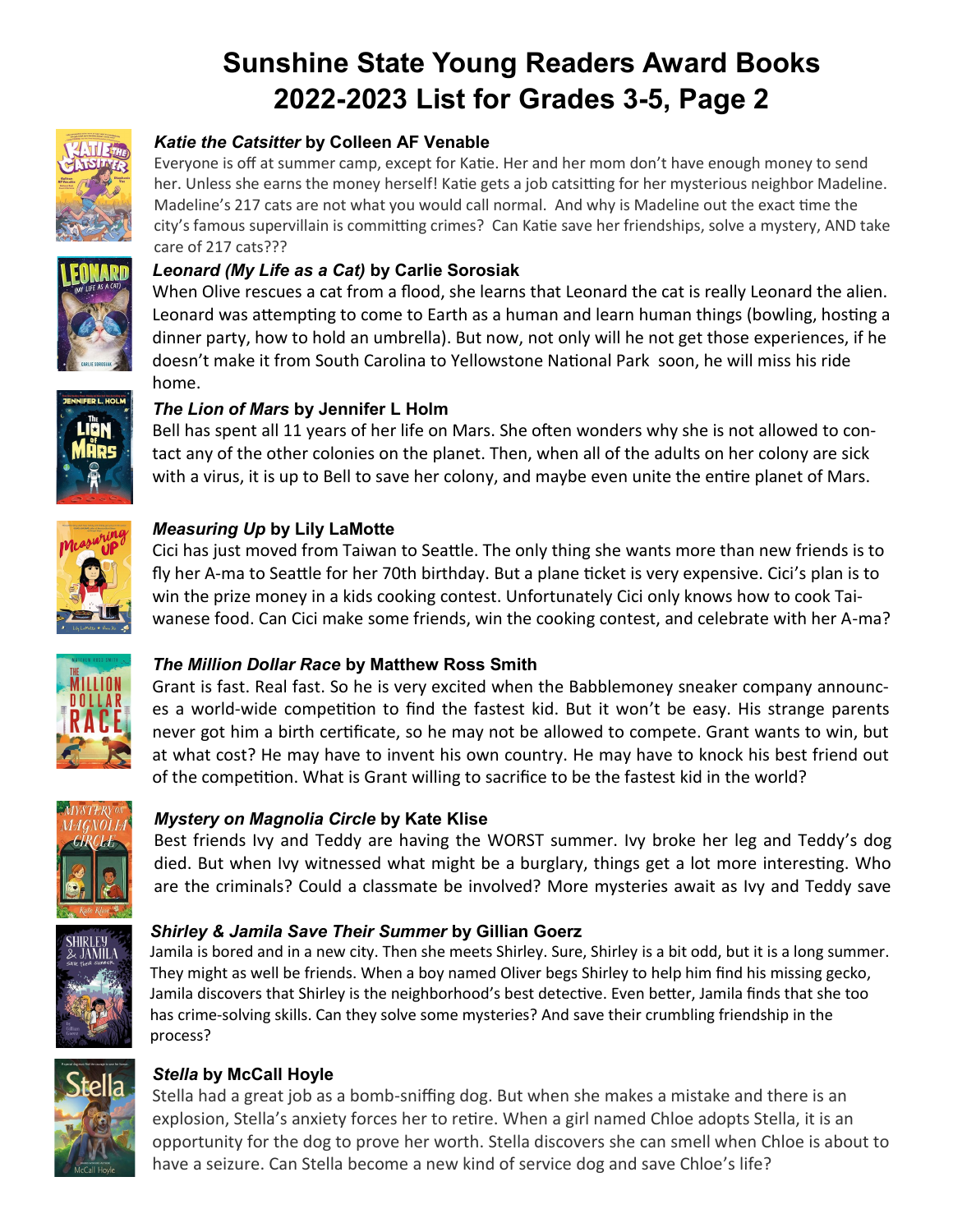# Sunshine State Young Readers Award Books 2022-2023 List for Grades 3-5, Page 2

### *Katie the Catsitter* by Colleen AF Venable

Everyone is off at summer camp, except for Katie. Her and her mom don't have enough money to send her. Unless she earns the money herself! Katie gets a job catsitting for her mysterious neighbor Madeline. Madeline's 217 cats are not what you would call normal. And why is Madeline out the exact time the city's famous supervillain is committing crimes? Can Katie save her friendships, solve a mystery, AND take care of 217 cats???

### *Leonard (My Life as a Cat)* by Carlie Sorosiak

When Olive rescues a cat from a flood, she learns that Leonard the cat is really Leonard the alien. Leonard was attempting to come to Earth as a human and learn human things (bowling, hosting a dinner party, how to hold an umbrella). But now, not only will he not get those experiences, if he doesn't make it from South Carolina to Yellowstone National Park soon, he will miss his ride home.

### *The Lion of Mars* by Jennifer L Holm

Bell has spent all 11 years of her life on Mars. She often wonders why she is not allowed to contact any of the other colonies on the planet. Then, when all of the adults on her colony are sick with a virus, it is up to Bell to save her colony, and maybe even unite the entire planet of Mars.

### *Measuring Up* by Lily LaMotte

Cici has just moved from Taiwan to Seattle. The only thing she wants more than new friends is to fly her A-ma to Seattle for her 70th birthday. But a plane ticket is very expensive. Cici's plan is to win the prize money in a kids cooking contest. Unfortunately Cici only knows how to cook Taiwanese food. Can Cici make some friends, win the cooking contest, and celebrate with her A-ma?

### *The Million Dollar Race* by Matthew Ross Smith

Grant is fast. Real fast. So he is very excited when the Babblemoney sneaker company announces a world-wide competition to find the fastest kid. But it won't be easy. His strange parents never got him a birth certificate, so he may not be allowed to compete. Grant wants to win, but at what cost? He may have to invent his own country. He may have to knock his best friend out of the competition. What is Grant willing to sacrifice to be the fastest kid in the world?

### *Mystery on Magnolia Circle* by Kate Klise

Best friends Ivy and Teddy are having the WORST summer. Ivy broke her leg and Teddy's dog died. But when Ivy witnessed what might be a burglary, things get a lot more interesting. Who are the criminals? Could a classmate be involved? More mysteries await as Ivy and Teddy save

### *Shirley & Jamila Save Their Summer* by Gillian Goerz

Jamila is bored and in a new city. Then she meets Shirley. Sure, Shirley is a bit odd, but it is a long summer. They might as well be friends. When a boy named Oliver begs Shirley to help him find his missing gecko, Jamila discovers that Shirley is the neighborhood's best detective. Even better, Jamila finds that she too has crime-solving skills. Can they solve some mysteries? And save their crumbling friendship in the process?

### *Stella* by McCall Hoyle

Stella had a great job as a bomb-sniffing dog. But when she makes a mistake and there is an explosion, Stella's anxiety forces her to retire. When a girl named Chloe adopts Stella, it is an opportunity for the dog to prove her worth. Stella discovers she can smell when Chloe is about to have a seizure. Can Stella become a new kind of service dog and save Chloe's life?